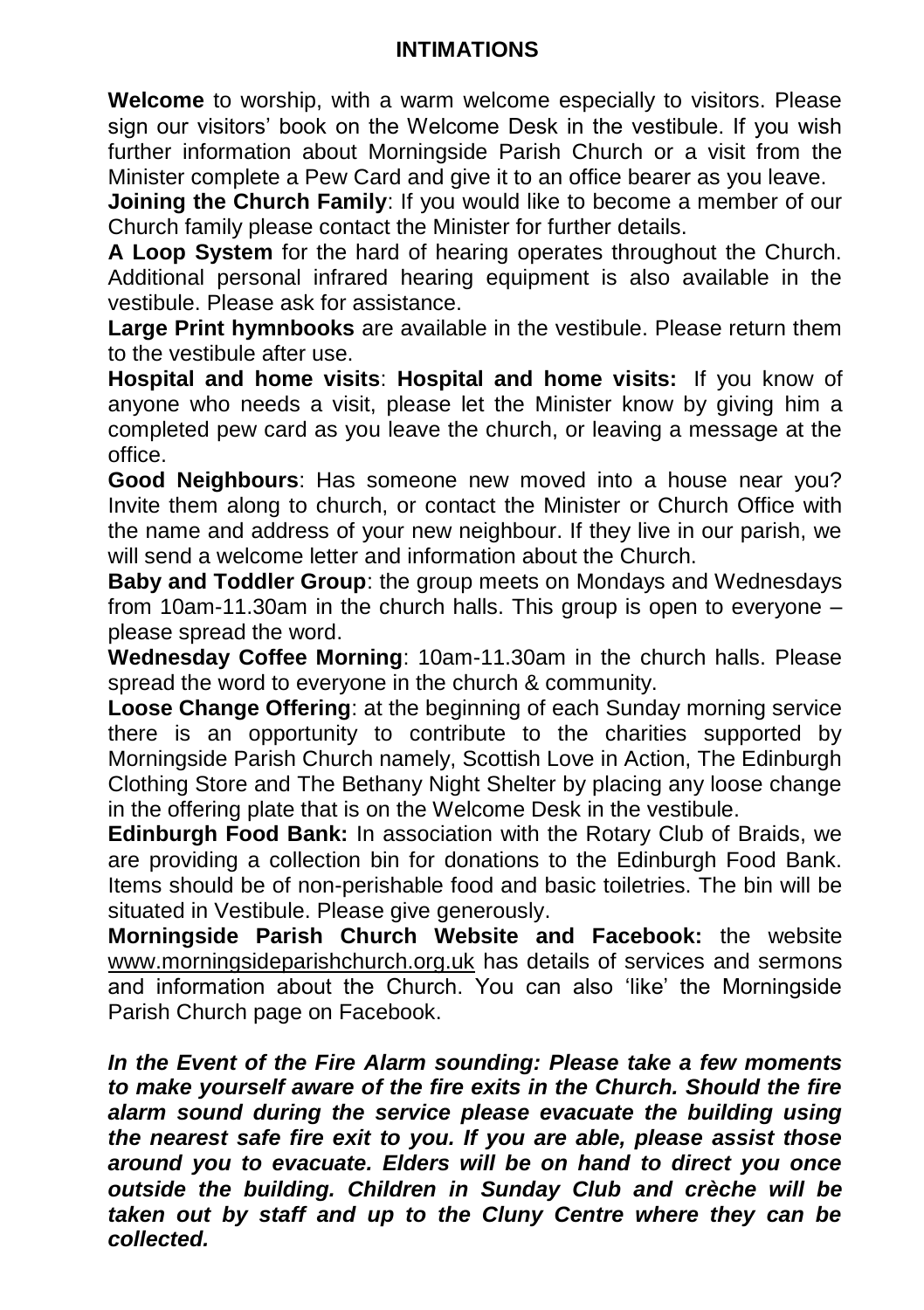# INTIMATIONS

**Welcome** to worship, with a warm welcome especially to visitors. Please sign our visitors' book on the Welcome Desk in the vestibule. If you wish further information about Morningside Parish Church or a visit from the Minister complete a Pew Card and give it to an office bearer as you leave.

**Joining the Church Family**: If you would like to become a member of our Church family please contact the Minister for further details.

**A Loop System** for the hard of hearing operates throughout the Church. Additional personal infrared hearing equipment is also available in the vestibule. Please ask for assistance.

**Large Print hymnbooks** are available in the vestibule. Please return them to the vestibule after use.

**Hospital and home visits**: **Hospital and home visits:** If you know of anyone who needs a visit, please let the Minister know by giving him a completed pew card as you leave the church, or leaving a message at the office.

**Good Neighbours**: Has someone new moved into a house near you? Invite them along to church, or contact the Minister or Church Office with the name and address of your new neighbour. If they live in our parish, we will send a welcome letter and information about the Church.

**Baby and Toddler Group**: the group meets on Mondays and Wednesdays from 10am-11.30am in the church halls. This group is open to everyone – please spread the word.

**Wednesday Coffee Morning**: 10am-11.30am in the church halls. Please spread the word to everyone in the church & community.

**Loose Change Offering**: at the beginning of each Sunday morning service there is an opportunity to contribute to the charities supported by Morningside Parish Church namely, Scottish Love in Action, The Edinburgh Clothing Store and The Bethany Night Shelter by placing any loose change in the offering plate that is on the Welcome Desk in the vestibule.

**Edinburgh Food Bank:** In association with the Rotary Club of Braids, we are providing a collection bin for donations to the Edinburgh Food Bank. Items should be of non-perishable food and basic toiletries. The bin will be situated in Vestibule. Please give generously.

**Morningside Parish Church Website and Facebook:** the website www.morningsideparishchurch.org.uk has details of services and sermons and information about the Church. You can also 'like' the Morningside Parish Church page on Facebook.

***In the Event of the Fire Alarm sounding: Please take a few moments to make yourself aware of the fire exits in the Church. Should the fire alarm sound during the service please evacuate the building using the nearest safe fire exit to you. If you are able, please assist those around you to evacuate. Elders will be on hand to direct you once outside the building. Children in Sunday Club and crèche will be taken out by staff and up to the Cluny Centre where they can be collected.***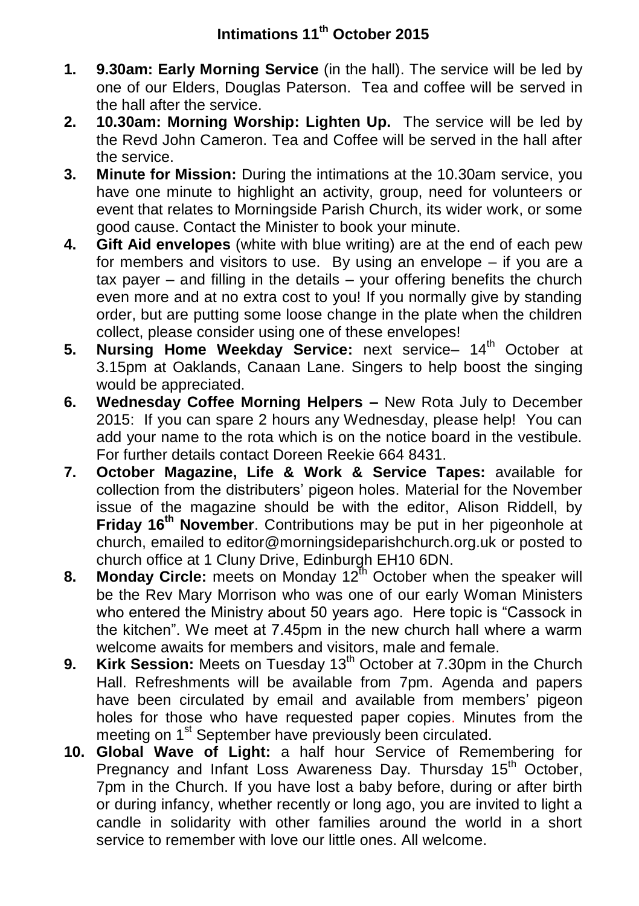# Intimations 11th October 2015

1. **9.30am: Early Morning Service** (in the hall). The service will be led by one of our Elders, Douglas Paterson. Tea and coffee will be served in the hall after the service.
2. **10.30am: Morning Worship: Lighten Up.** The service will be led by the Revd John Cameron. Tea and Coffee will be served in the hall after the service.
3. **Minute for Mission:** During the intimations at the 10.30am service, you have one minute to highlight an activity, group, need for volunteers or event that relates to Morningside Parish Church, its wider work, or some good cause. Contact the Minister to book your minute.
4. **Gift Aid envelopes** (white with blue writing) are at the end of each pew for members and visitors to use. By using an envelope – if you are a tax payer – and filling in the details – your offering benefits the church even more and at no extra cost to you! If you normally give by standing order, but are putting some loose change in the plate when the children collect, please consider using one of these envelopes!
5. **Nursing Home Weekday Service:** next service– 14th October at 3.15pm at Oaklands, Canaan Lane. Singers to help boost the singing would be appreciated.
6. **Wednesday Coffee Morning Helpers –** New Rota July to December 2015: If you can spare 2 hours any Wednesday, please help! You can add your name to the rota which is on the notice board in the vestibule. For further details contact Doreen Reekie 664 8431.
7. **October Magazine, Life & Work & Service Tapes:** available for collection from the distributers' pigeon holes. Material for the November issue of the magazine should be with the editor, Alison Riddell, by **Friday 16th November**. Contributions may be put in her pigeonhole at church, emailed to editor@morningsideparishchurch.org.uk or posted to church office at 1 Cluny Drive, Edinburgh EH10 6DN.
8. **Monday Circle:** meets on Monday 12th October when the speaker will be the Rev Mary Morrison who was one of our early Woman Ministers who entered the Ministry about 50 years ago. Here topic is "Cassock in the kitchen". We meet at 7.45pm in the new church hall where a warm welcome awaits for members and visitors, male and female.
9. **Kirk Session:** Meets on Tuesday 13th October at 7.30pm in the Church Hall. Refreshments will be available from 7pm. Agenda and papers have been circulated by email and available from members' pigeon holes for those who have requested paper copies. Minutes from the meeting on 1st September have previously been circulated.
10. **Global Wave of Light:** a half hour Service of Remembering for Pregnancy and Infant Loss Awareness Day. Thursday 15th October, 7pm in the Church. If you have lost a baby before, during or after birth or during infancy, whether recently or long ago, you are invited to light a candle in solidarity with other families around the world in a short service to remember with love our little ones. All welcome.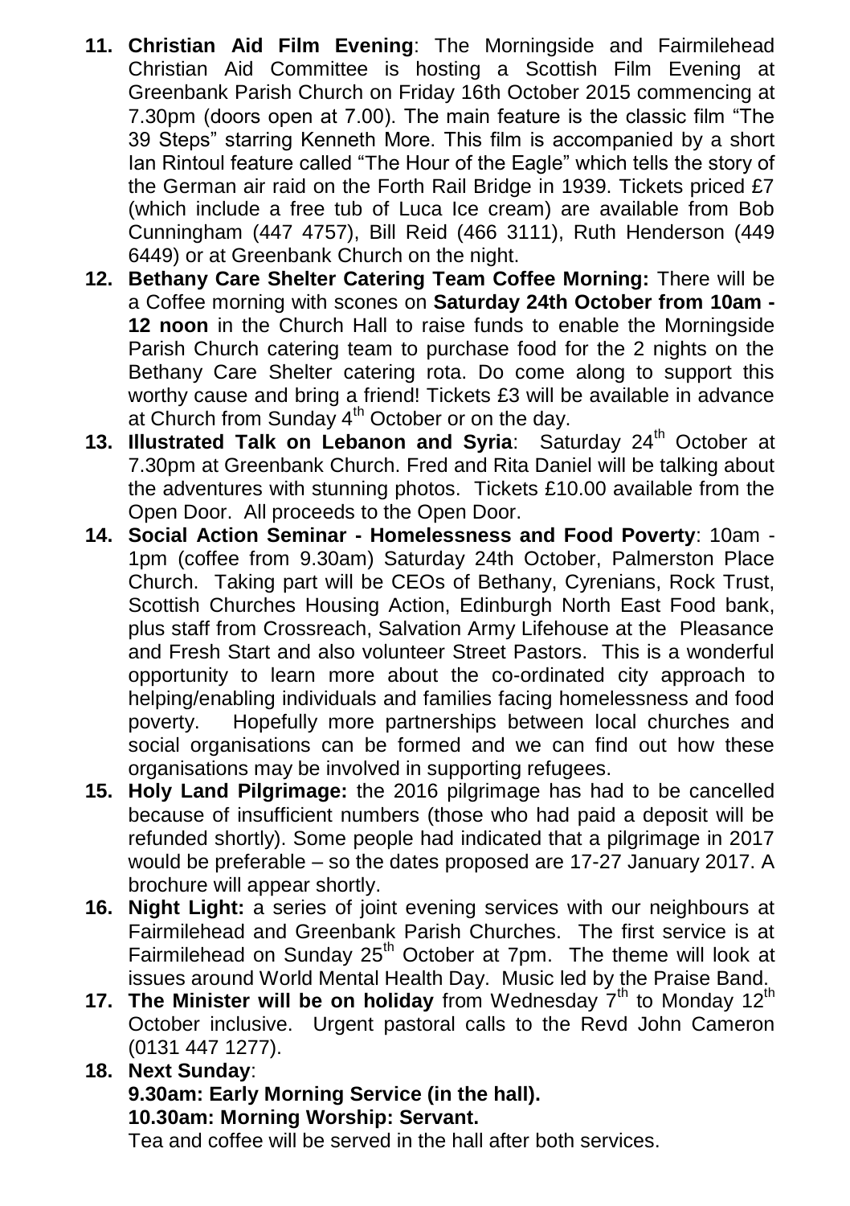11. **Christian Aid Film Evening**: The Morningside and Fairmilehead Christian Aid Committee is hosting a Scottish Film Evening at Greenbank Parish Church on Friday 16th October 2015 commencing at 7.30pm (doors open at 7.00). The main feature is the classic film "The 39 Steps" starring Kenneth More. This film is accompanied by a short Ian Rintoul feature called "The Hour of the Eagle" which tells the story of the German air raid on the Forth Rail Bridge in 1939. Tickets priced £7 (which include a free tub of Luca Ice cream) are available from Bob Cunningham (447 4757), Bill Reid (466 3111), Ruth Henderson (449 6449) or at Greenbank Church on the night.
12. **Bethany Care Shelter Catering Team Coffee Morning:** There will be a Coffee morning with scones on **Saturday 24th October from 10am - 12 noon** in the Church Hall to raise funds to enable the Morningside Parish Church catering team to purchase food for the 2 nights on the Bethany Care Shelter catering rota. Do come along to support this worthy cause and bring a friend! Tickets £3 will be available in advance at Church from Sunday 4th October or on the day.
13. **Illustrated Talk on Lebanon and Syria**: Saturday 24th October at 7.30pm at Greenbank Church. Fred and Rita Daniel will be talking about the adventures with stunning photos. Tickets £10.00 available from the Open Door. All proceeds to the Open Door.
14. **Social Action Seminar - Homelessness and Food Poverty**: 10am - 1pm (coffee from 9.30am) Saturday 24th October, Palmerston Place Church. Taking part will be CEOs of Bethany, Cyrenians, Rock Trust, Scottish Churches Housing Action, Edinburgh North East Food bank, plus staff from Crossreach, Salvation Army Lifehouse at the Pleasance and Fresh Start and also volunteer Street Pastors. This is a wonderful opportunity to learn more about the co-ordinated city approach to helping/enabling individuals and families facing homelessness and food poverty. Hopefully more partnerships between local churches and social organisations can be formed and we can find out how these organisations may be involved in supporting refugees.
15. **Holy Land Pilgrimage:** the 2016 pilgrimage has had to be cancelled because of insufficient numbers (those who had paid a deposit will be refunded shortly). Some people had indicated that a pilgrimage in 2017 would be preferable – so the dates proposed are 17-27 January 2017. A brochure will appear shortly.
16. **Night Light:** a series of joint evening services with our neighbours at Fairmilehead and Greenbank Parish Churches. The first service is at Fairmilehead on Sunday 25th October at 7pm. The theme will look at issues around World Mental Health Day. Music led by the Praise Band.
17. **The Minister will be on holiday** from Wednesday 7th to Monday 12th October inclusive. Urgent pastoral calls to the Revd John Cameron (0131 447 1277).
18. **Next Sunday**:
    **9.30am: Early Morning Service (in the hall).**
    **10.30am: Morning Worship: Servant.**
    Tea and coffee will be served in the hall after both services.